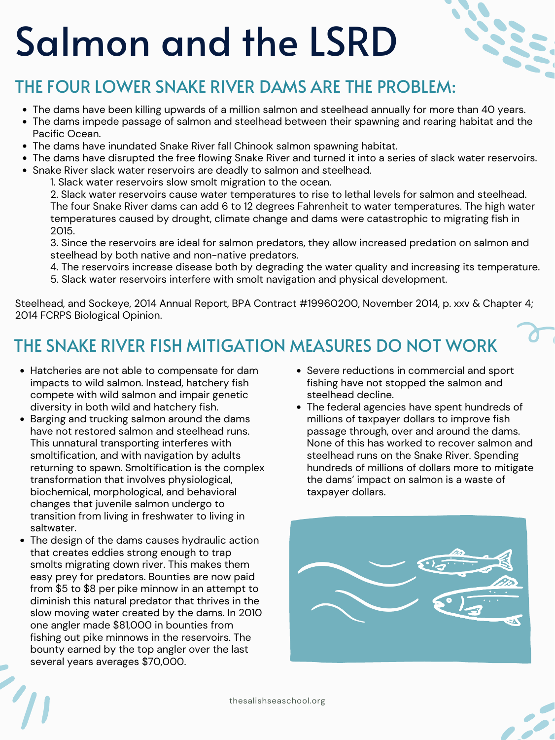# Salmon and the LSRD

## THE FOUR LOWER SNAKE RIVER DAMS ARE THE PROBLEM:

- The dams have been killing upwards of a million salmon and steelhead annually for more than 40 years.
- The dams impede passage of salmon and steelhead between their spawning and rearing habitat and the Pacific Ocean.
- The dams have inundated Snake River fall Chinook salmon spawning habitat.
- The dams have disrupted the free flowing Snake River and turned it into a series of slack water reservoirs.
- Snake River slack water reservoirs are deadly to salmon and steelhead.
    1. Slack water reservoirs slow smolt migration to the ocean.
    2. Slack water reservoirs cause water temperatures to rise to lethal levels for salmon and steelhead. The four Snake River dams can add 6 to 12 degrees Fahrenheit to water temperatures. The high water temperatures caused by drought, climate change and dams were catastrophic to migrating fish in 2015.
    3. Since the reservoirs are ideal for salmon predators, they allow increased predation on salmon and steelhead by both native and non-native predators.
    4. The reservoirs increase disease both by degrading the water quality and increasing its temperature.
    5. Slack water reservoirs interfere with smolt navigation and physical development.

Steelhead, and Sockeye, 2014 Annual Report, BPA Contract #19960200, November 2014, p. xxv & Chapter 4; 2014 FCRPS Biological Opinion.

## THE SNAKE RIVER FISH MITIGATION MEASURES DO NOT WORK

- Hatcheries are not able to compensate for dam impacts to wild salmon. Instead, hatchery fish compete with wild salmon and impair genetic diversity in both wild and hatchery fish.
- Barging and trucking salmon around the dams have not restored salmon and steelhead runs. This unnatural transporting interferes with smoltification, and with navigation by adults returning to spawn. Smoltification is the complex transformation that involves physiological, biochemical, morphological, and behavioral changes that juvenile salmon undergo to transition from living in freshwater to living in saltwater.
- The design of the dams causes hydraulic action that creates eddies strong enough to trap smolts migrating down river. This makes them easy prey for predators. Bounties are now paid from $5 to $8 per pike minnow in an attempt to diminish this natural predator that thrives in the slow moving water created by the dams. In 2010 one angler made $81,000 in bounties from fishing out pike minnows in the reservoirs. The bounty earned by the top angler over the last several years averages $70,000.
- Severe reductions in commercial and sport fishing have not stopped the salmon and steelhead decline.
- The federal agencies have spent hundreds of millions of taxpayer dollars to improve fish passage through, over and around the dams. None of this has worked to recover salmon and steelhead runs on the Snake River. Spending hundreds of millions of dollars more to mitigate the dams' impact on salmon is a waste of taxpayer dollars.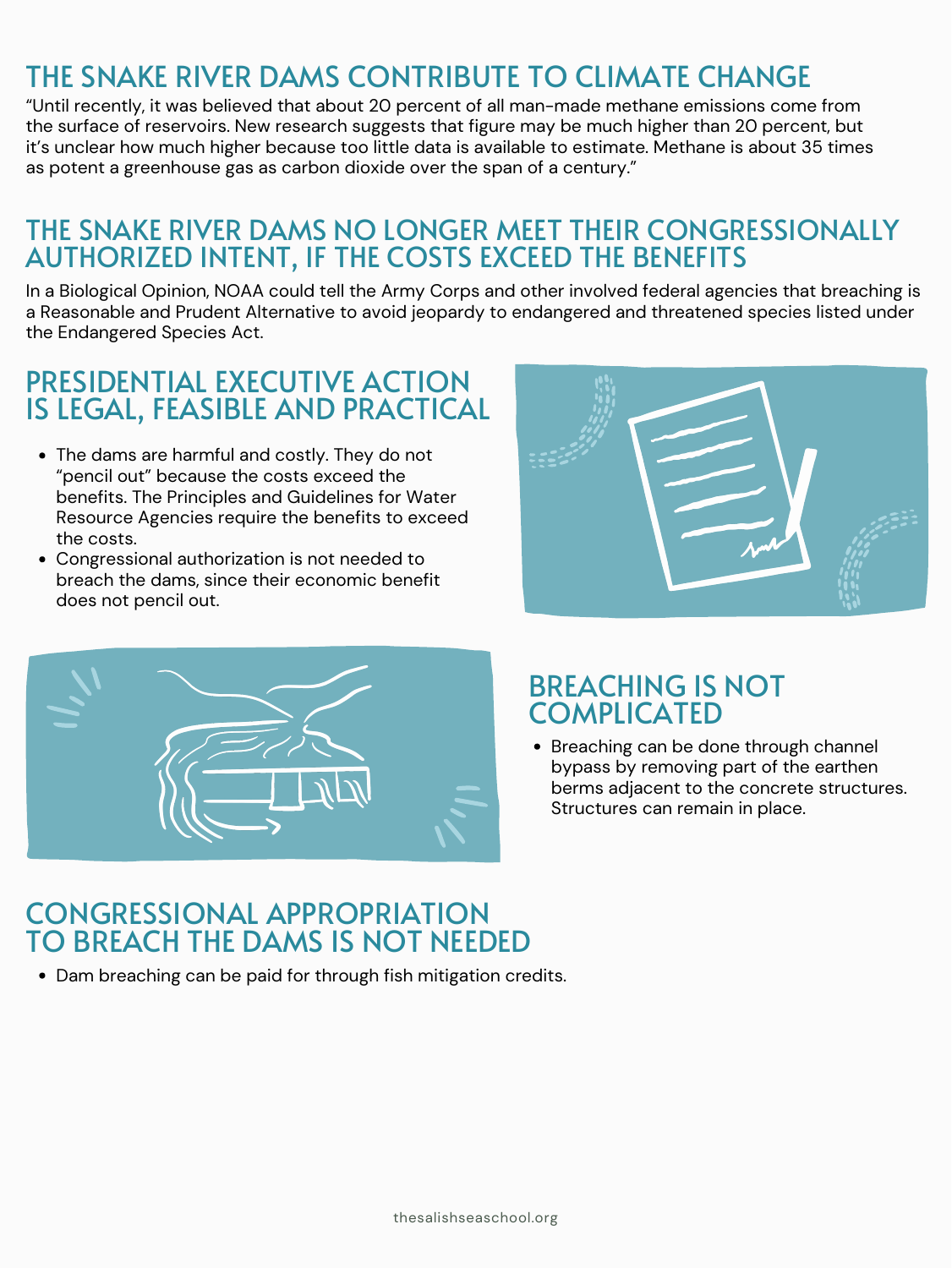## THE SNAKE RIVER DAMS CONTRIBUTE TO CLIMATE CHANGE

"Until recently, it was believed that about 20 percent of all man-made methane emissions come from the surface of reservoirs. New research suggests that figure may be much higher than 20 percent, but it's unclear how much higher because too little data is available to estimate. Methane is about 35 times as potent a greenhouse gas as carbon dioxide over the span of a century."

## THE SNAKE RIVER DAMS NO LONGER MEET THEIR CONGRESSIONALLY AUTHORIZED INTENT, IF THE COSTS EXCEED THE BENEFITS

In a Biological Opinion, NOAA could tell the Army Corps and other involved federal agencies that breaching is a Reasonable and Prudent Alternative to avoid jeopardy to endangered and threatened species listed under the Endangered Species Act.

## PRESIDENTIAL EXECUTIVE ACTION IS LEGAL, FEASIBLE AND PRACTICAL

- The dams are harmful and costly. They do not "pencil out" because the costs exceed the benefits. The Principles and Guidelines for Water Resource Agencies require the benefits to exceed the costs.
- Congressional authorization is not needed to breach the dams, since their economic benefit does not pencil out.

## BREACHING IS NOT COMPLICATED

- Breaching can be done through channel bypass by removing part of the earthen berms adjacent to the concrete structures. Structures can remain in place.

## CONGRESSIONAL APPROPRIATION TO BREACH THE DAMS IS NOT NEEDED

- Dam breaching can be paid for through fish mitigation credits.

thesalishseaschool.org